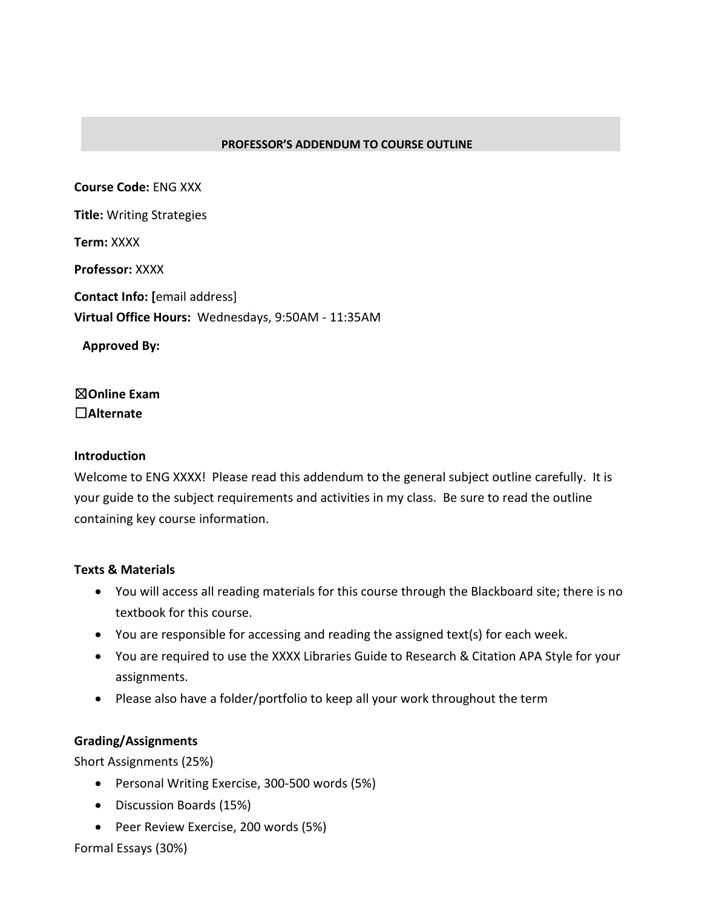## PROFESSOR'S ADDENDUM TO COURSE OUTLINE

**Course Code:** ENG XXX

**Title:** Writing Strategies

**Term:** XXXX

**Professor:** XXXX

**Contact Info:** **[**email address]
**Virtual Office Hours:** Wednesdays, 9:50AM - 11:35AM

**Approved By:**

☒**Online Exam**
☐**Alternate**

**Introduction**
Welcome to ENG XXXX! Please read this addendum to the general subject outline carefully. It is your guide to the subject requirements and activities in my class. Be sure to read the outline containing key course information.

**Texts & Materials**

- You will access all reading materials for this course through the Blackboard site; there is no textbook for this course.
- You are responsible for accessing and reading the assigned text(s) for each week.
- You are required to use the XXXX Libraries Guide to Research & Citation APA Style for your assignments.
- Please also have a folder/portfolio to keep all your work throughout the term

**Grading/Assignments**
Short Assignments (25%)

- Personal Writing Exercise, 300-500 words (5%)
- Discussion Boards (15%)
- Peer Review Exercise, 200 words (5%)

Formal Essays (30%)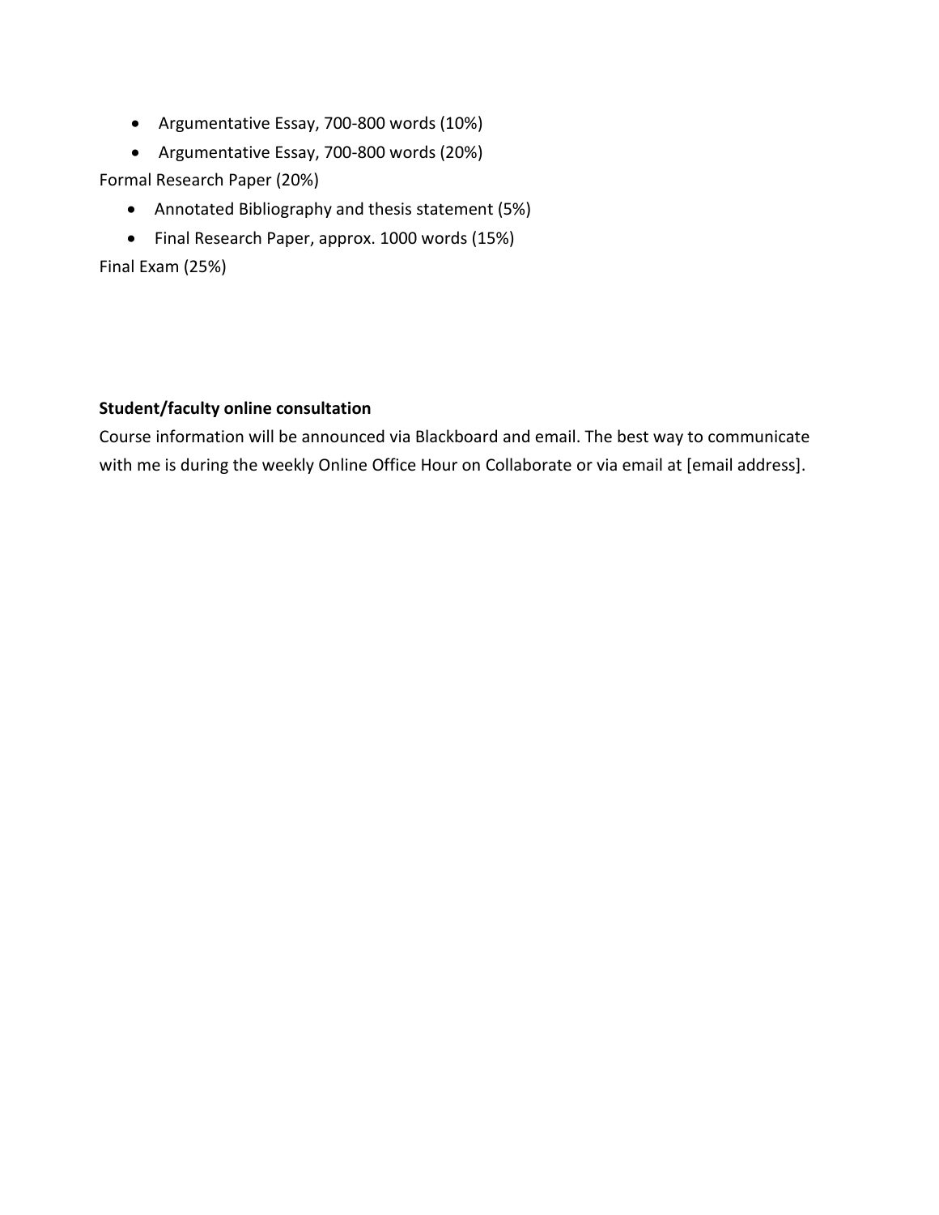- Argumentative Essay, 700-800 words (10%)
- Argumentative Essay, 700-800 words (20%)

Formal Research Paper (20%)

- Annotated Bibliography and thesis statement (5%)
- Final Research Paper, approx. 1000 words (15%)

Final Exam (25%)

**Student/faculty online consultation**

Course information will be announced via Blackboard and email. The best way to communicate with me is during the weekly Online Office Hour on Collaborate or via email at [email address].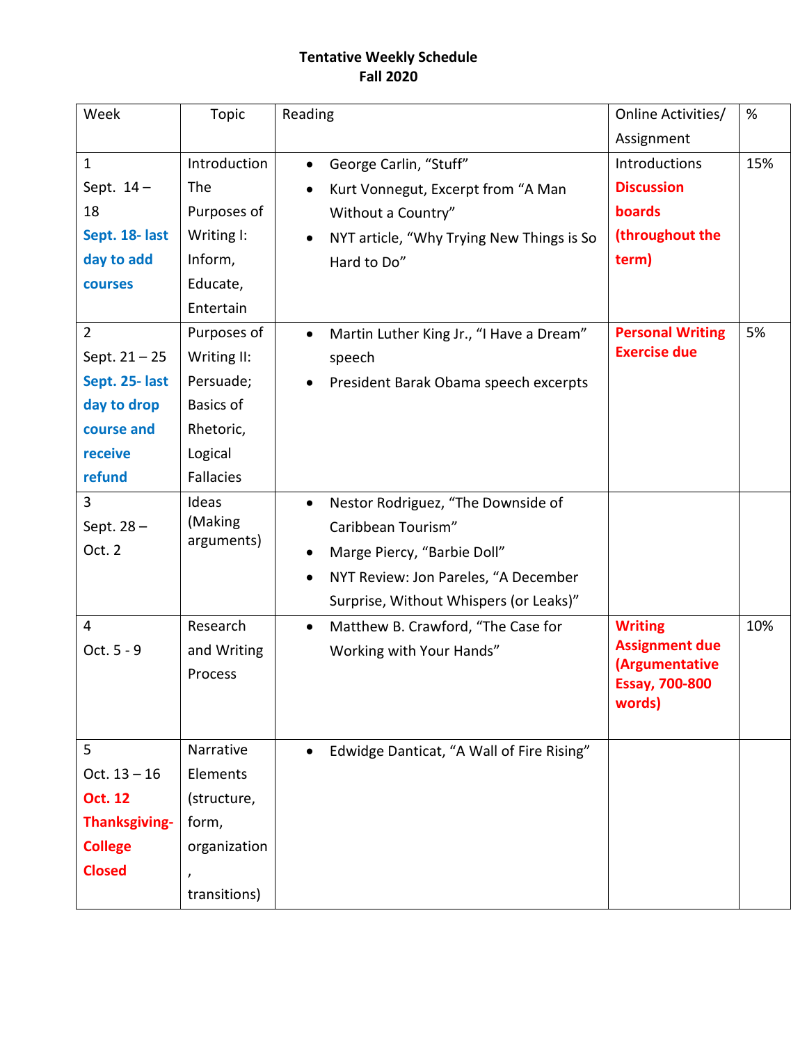**Tentative Weekly Schedule**
**Fall 2020**

| Week | Topic | Reading | Online Activities/ Assignment | % |
|---|---|---|---|---|
| 1<br>Sept. 14 – 18<br>**Sept. 18- last day to add courses** | Introduction<br>The Purposes of Writing I: Inform, Educate, Entertain | • George Carlin, “Stuff”<br>• Kurt Vonnegut, Excerpt from “A Man Without a Country”<br>• NYT article, “Why Trying New Things is So Hard to Do” | Introductions<br>**Discussion boards (throughout the term)** | 15% |
| 2<br>Sept. 21 – 25<br>**Sept. 25- last day to drop course and receive refund** | Purposes of Writing II: Persuade; Basics of Rhetoric, Logical Fallacies | • Martin Luther King Jr., “I Have a Dream” speech<br>• President Barak Obama speech excerpts | **Personal Writing Exercise due** | 5% |
| 3<br>Sept. 28 – Oct. 2 | Ideas (Making arguments) | • Nestor Rodriguez, “The Downside of Caribbean Tourism”<br>• Marge Piercy, “Barbie Doll”<br>• NYT Review: Jon Pareles, “A December Surprise, Without Whispers (or Leaks)” | | |
| 4<br>Oct. 5 - 9 | Research and Writing Process | • Matthew B. Crawford, “The Case for Working with Your Hands” | **Writing Assignment due (Argumentative Essay, 700-800 words)** | 10% |
| 5<br>Oct. 13 – 16<br>**Oct. 12 Thanksgiving- College Closed** | Narrative Elements (structure, form, organization, transitions) | • Edwidge Danticat, “A Wall of Fire Rising” | | |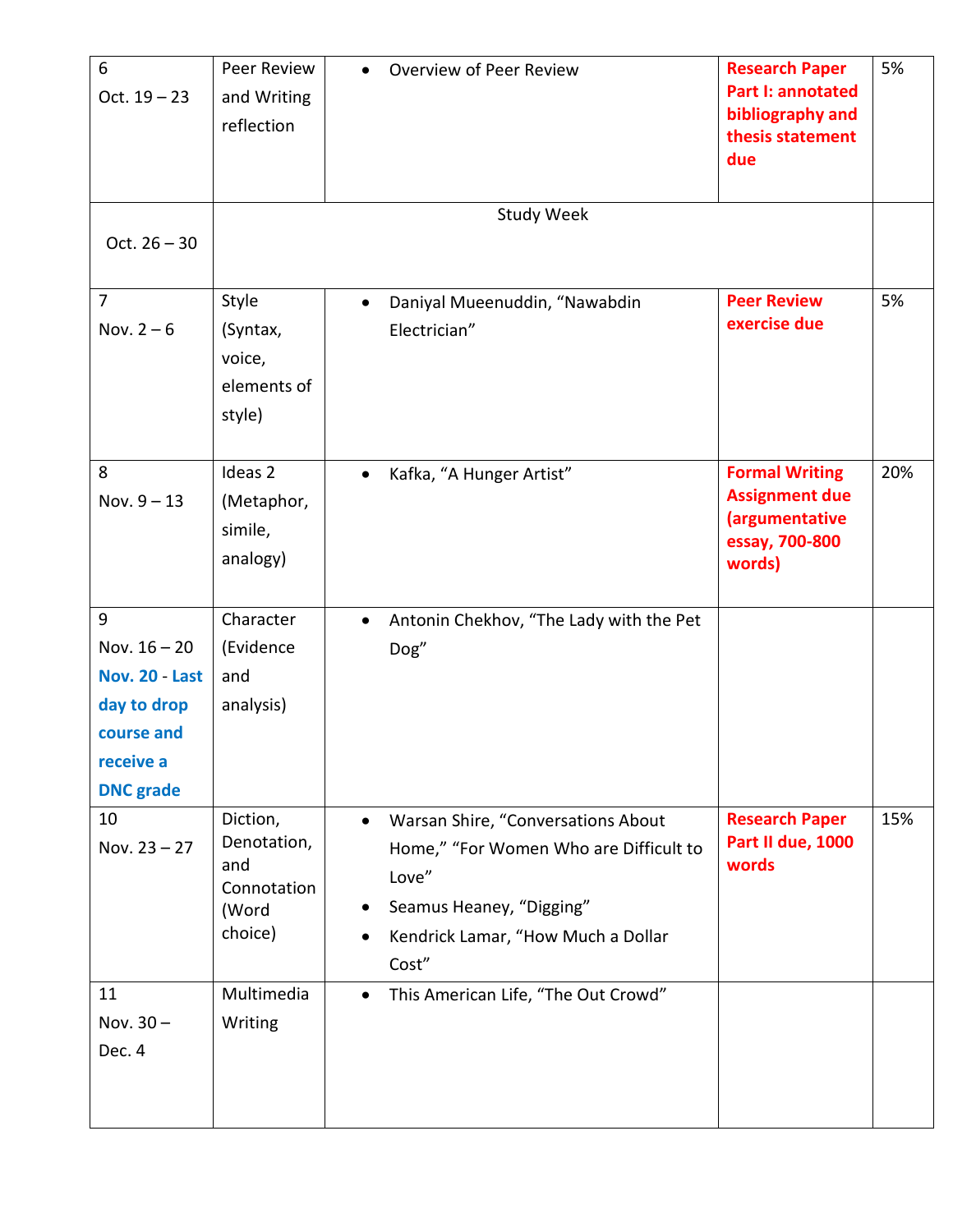| | | | | |
|---|---|---|---|---|
| 6<br>Oct. 19 – 23 | Peer Review and Writing reflection | • Overview of Peer Review | **Research Paper Part I: annotated bibliography and thesis statement due** | 5% |
| Oct. 26 – 30 | Study Week | | | |
| 7<br>Nov. 2 – 6 | Style (Syntax, voice, elements of style) | • Daniyal Mueenuddin, "Nawabdin Electrician" | **Peer Review exercise due** | 5% |
| 8<br>Nov. 9 – 13 | Ideas 2 (Metaphor, simile, analogy) | • Kafka, "A Hunger Artist" | **Formal Writing Assignment due (argumentative essay, 700-800 words)** | 20% |
| 9<br>Nov. 16 – 20<br>**Nov. 20 - Last day to drop course and receive a DNC grade** | Character (Evidence and analysis) | • Antonin Chekhov, "The Lady with the Pet Dog" | | |
| 10<br>Nov. 23 – 27 | Diction, Denotation, and Connotation (Word choice) | • Warsan Shire, "Conversations About Home," "For Women Who are Difficult to Love"<br>• Seamus Heaney, "Digging"<br>• Kendrick Lamar, "How Much a Dollar Cost" | **Research Paper Part II due, 1000 words** | 15% |
| 11<br>Nov. 30 – Dec. 4 | Multimedia Writing | • This American Life, "The Out Crowd" | | |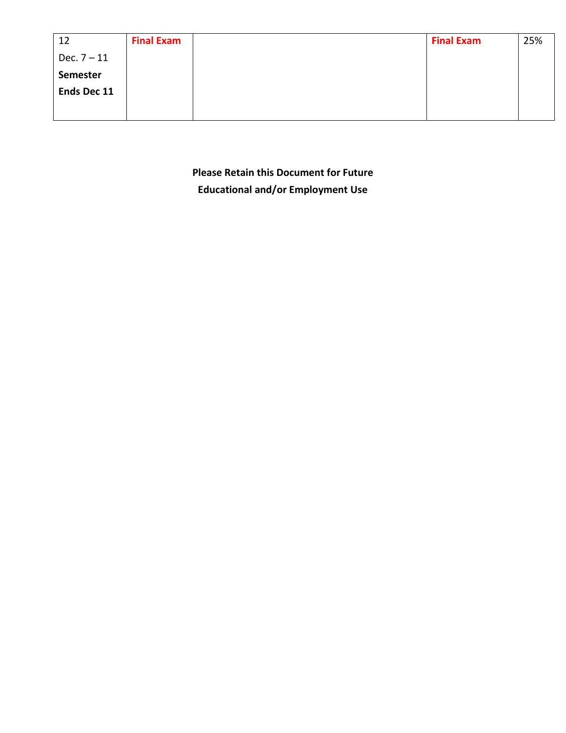| | | | | |
|---|---|---|---|---|
| 12<br>Dec. 7 – 11<br>**Semester Ends Dec 11** | **Final Exam** | | **Final Exam** | 25% |

**Please Retain this Document for Future Educational and/or Employment Use**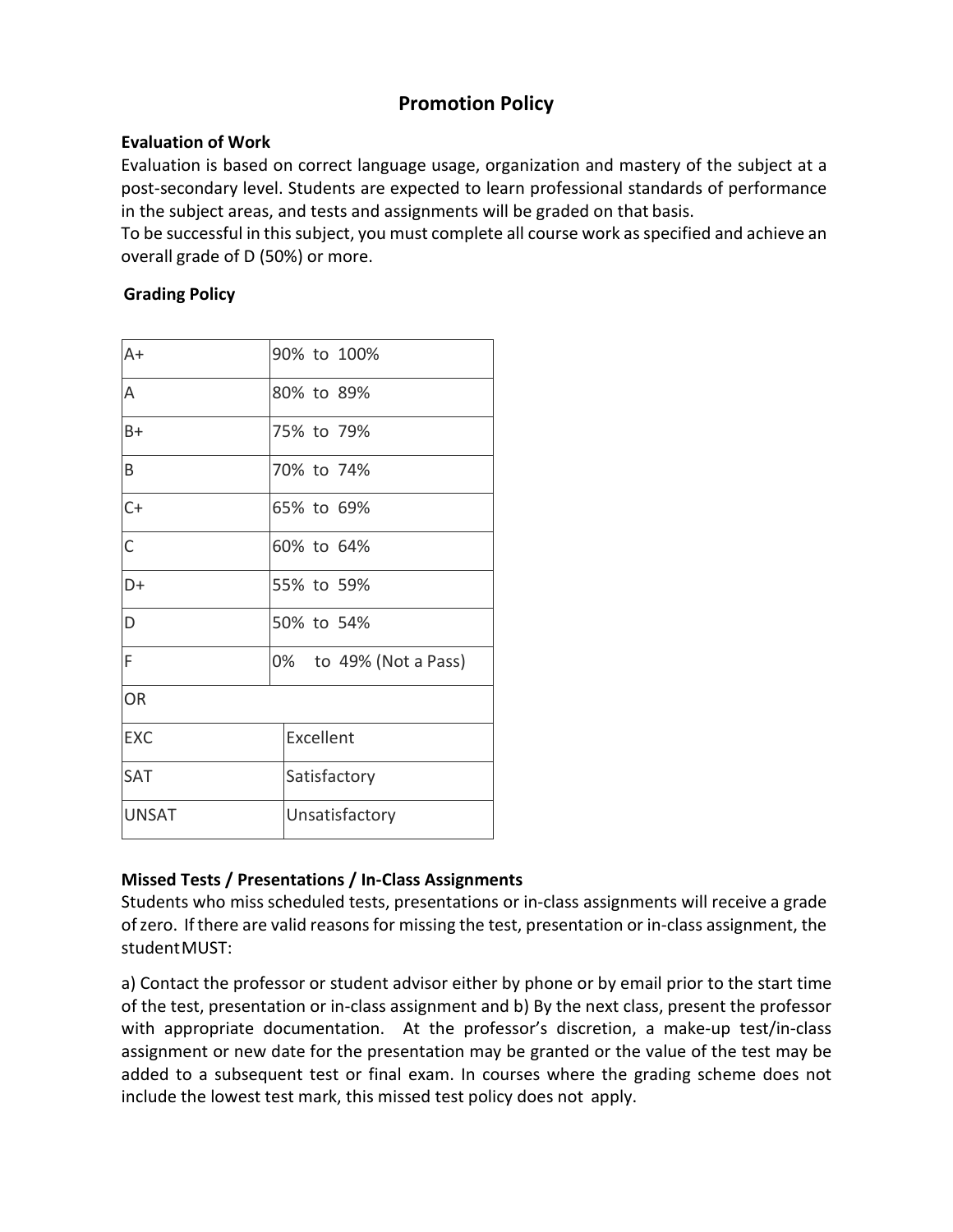# Promotion Policy

### Evaluation of Work

Evaluation is based on correct language usage, organization and mastery of the subject at a post-secondary level. Students are expected to learn professional standards of performance in the subject areas, and tests and assignments will be graded on that basis.

To be successful in this subject, you must complete all course work as specified and achieve an overall grade of D (50%) or more.

### Grading Policy

| | |
|---|---|
| A+ | 90% to 100% |
| A | 80% to 89% |
| B+ | 75% to 79% |
| B | 70% to 74% |
| C+ | 65% to 69% |
| C | 60% to 64% |
| D+ | 55% to 59% |
| D | 50% to 54% |
| F | 0% to 49% (Not a Pass) |
| OR | |
| EXC | Excellent |
| SAT | Satisfactory |
| UNSAT | Unsatisfactory |

### Missed Tests / Presentations / In-Class Assignments

Students who miss scheduled tests, presentations or in-class assignments will receive a grade of zero. If there are valid reasons for missing the test, presentation or in-class assignment, the student MUST:

a) Contact the professor or student advisor either by phone or by email prior to the start time of the test, presentation or in-class assignment and b) By the next class, present the professor with appropriate documentation. At the professor's discretion, a make-up test/in-class assignment or new date for the presentation may be granted or the value of the test may be added to a subsequent test or final exam. In courses where the grading scheme does not include the lowest test mark, this missed test policy does not apply.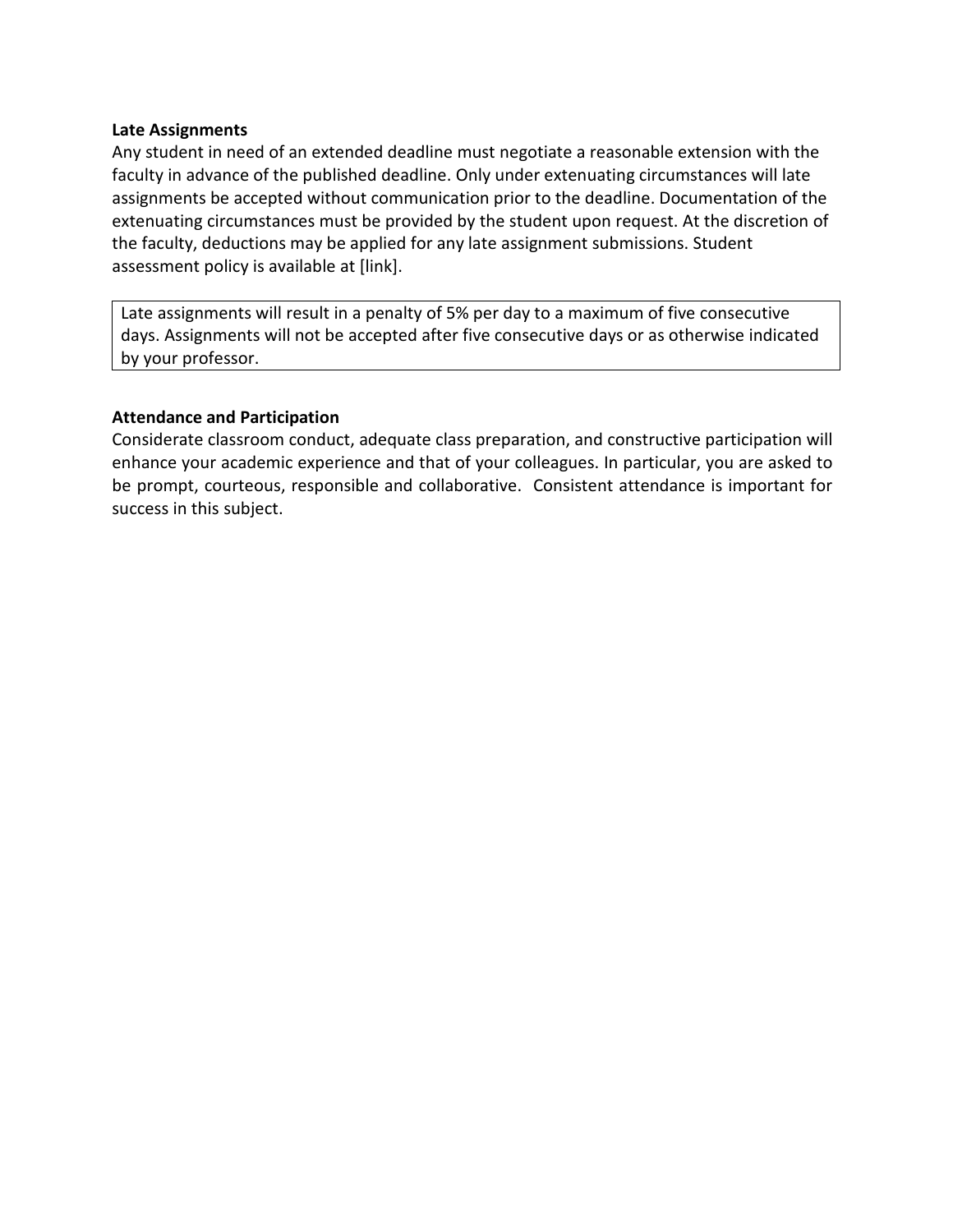**Late Assignments**

Any student in need of an extended deadline must negotiate a reasonable extension with the faculty in advance of the published deadline. Only under extenuating circumstances will late assignments be accepted without communication prior to the deadline. Documentation of the extenuating circumstances must be provided by the student upon request. At the discretion of the faculty, deductions may be applied for any late assignment submissions. Student assessment policy is available at [link].

> Late assignments will result in a penalty of 5% per day to a maximum of five consecutive days. Assignments will not be accepted after five consecutive days or as otherwise indicated by your professor.

**Attendance and Participation**

Considerate classroom conduct, adequate class preparation, and constructive participation will enhance your academic experience and that of your colleagues. In particular, you are asked to be prompt, courteous, responsible and collaborative. Consistent attendance is important for success in this subject.